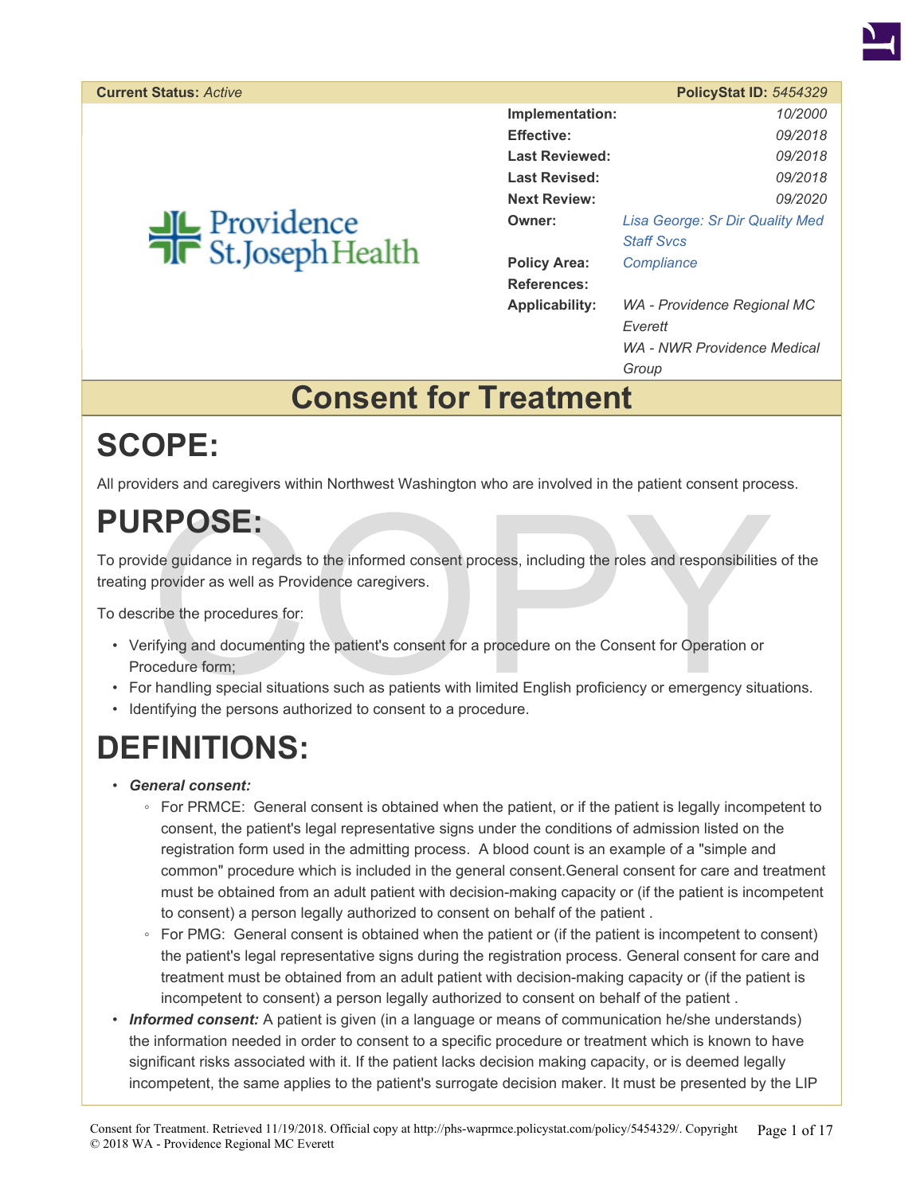| Current Status: *Active* | PolicyStat ID: *5454329* |
|---|---|
| Implementation: | *10/2000* |
| Effective: | *09/2018* |
| Last Reviewed: | *09/2018* |
| Last Revised: | *09/2018* |
| Next Review: | *09/2020* |
| Owner: | *Lisa George: Sr Dir Quality Med Staff Svcs* |
| Policy Area: | *Compliance* |
| References: | |
| Applicability: | *WA - Providence Regional MC Everett*<br>*WA - NWR Providence Medical Group* |

# Consent for Treatment

# SCOPE:

All providers and caregivers within Northwest Washington who are involved in the patient consent process.

# PURPOSE:

To provide guidance in regards to the informed consent process, including the roles and responsibilities of the treating provider as well as Providence caregivers.

To describe the procedures for:

- Verifying and documenting the patient's consent for a procedure on the Consent for Operation or Procedure form;
- For handling special situations such as patients with limited English proficiency or emergency situations.
- Identifying the persons authorized to consent to a procedure.

# DEFINITIONS:

- ***General consent:***
  - For PRMCE: General consent is obtained when the patient, or if the patient is legally incompetent to consent, the patient's legal representative signs under the conditions of admission listed on the registration form used in the admitting process. A blood count is an example of a "simple and common" procedure which is included in the general consent.General consent for care and treatment must be obtained from an adult patient with decision-making capacity or (if the patient is incompetent to consent) a person legally authorized to consent on behalf of the patient .
  - For PMG: General consent is obtained when the patient or (if the patient is incompetent to consent) the patient's legal representative signs during the registration process. General consent for care and treatment must be obtained from an adult patient with decision-making capacity or (if the patient is incompetent to consent) a person legally authorized to consent on behalf of the patient .
- ***Informed consent:*** A patient is given (in a language or means of communication he/she understands) the information needed in order to consent to a specific procedure or treatment which is known to have significant risks associated with it. If the patient lacks decision making capacity, or is deemed legally incompetent, the same applies to the patient's surrogate decision maker. It must be presented by the LIP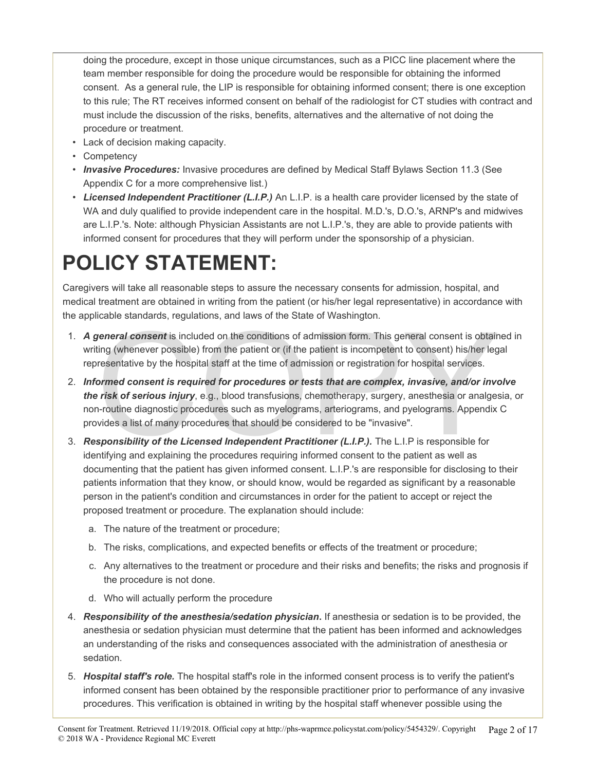doing the procedure, except in those unique circumstances, such as a PICC line placement where the team member responsible for doing the procedure would be responsible for obtaining the informed consent. As a general rule, the LIP is responsible for obtaining informed consent; there is one exception to this rule; The RT receives informed consent on behalf of the radiologist for CT studies with contract and must include the discussion of the risks, benefits, alternatives and the alternative of not doing the procedure or treatment.

- Lack of decision making capacity.
- Competency
- ***Invasive Procedures:*** Invasive procedures are defined by Medical Staff Bylaws Section 11.3 (See Appendix C for a more comprehensive list.)
- ***Licensed Independent Practitioner (L.I.P.)*** An L.I.P. is a health care provider licensed by the state of WA and duly qualified to provide independent care in the hospital. M.D.'s, D.O.'s, ARNP's and midwives are L.I.P.'s. Note: although Physician Assistants are not L.I.P.'s, they are able to provide patients with informed consent for procedures that they will perform under the sponsorship of a physician.

# POLICY STATEMENT:

Caregivers will take all reasonable steps to assure the necessary consents for admission, hospital, and medical treatment are obtained in writing from the patient (or his/her legal representative) in accordance with the applicable standards, regulations, and laws of the State of Washington.

1. ***A general consent*** is included on the conditions of admission form. This general consent is obtained in writing (whenever possible) from the patient or (if the patient is incompetent to consent) his/her legal representative by the hospital staff at the time of admission or registration for hospital services.
2. ***Informed consent is required for procedures or tests that are complex, invasive, and/or involve the risk of serious injury***, e.g., blood transfusions, chemotherapy, surgery, anesthesia or analgesia, or non-routine diagnostic procedures such as myelograms, arteriograms, and pyelograms. Appendix C provides a list of many procedures that should be considered to be "invasive".
3. ***Responsibility of the Licensed Independent Practitioner (L.I.P.).*** The L.I.P is responsible for identifying and explaining the procedures requiring informed consent to the patient as well as documenting that the patient has given informed consent. L.I.P.'s are responsible for disclosing to their patients information that they know, or should know, would be regarded as significant by a reasonable person in the patient's condition and circumstances in order for the patient to accept or reject the proposed treatment or procedure. The explanation should include:
   a. The nature of the treatment or procedure;
   b. The risks, complications, and expected benefits or effects of the treatment or procedure;
   c. Any alternatives to the treatment or procedure and their risks and benefits; the risks and prognosis if the procedure is not done.
   d. Who will actually perform the procedure
4. ***Responsibility of the anesthesia/sedation physician*.** If anesthesia or sedation is to be provided, the anesthesia or sedation physician must determine that the patient has been informed and acknowledges an understanding of the risks and consequences associated with the administration of anesthesia or sedation.
5. ***Hospital staff's role.*** The hospital staff's role in the informed consent process is to verify the patient's informed consent has been obtained by the responsible practitioner prior to performance of any invasive procedures. This verification is obtained in writing by the hospital staff whenever possible using the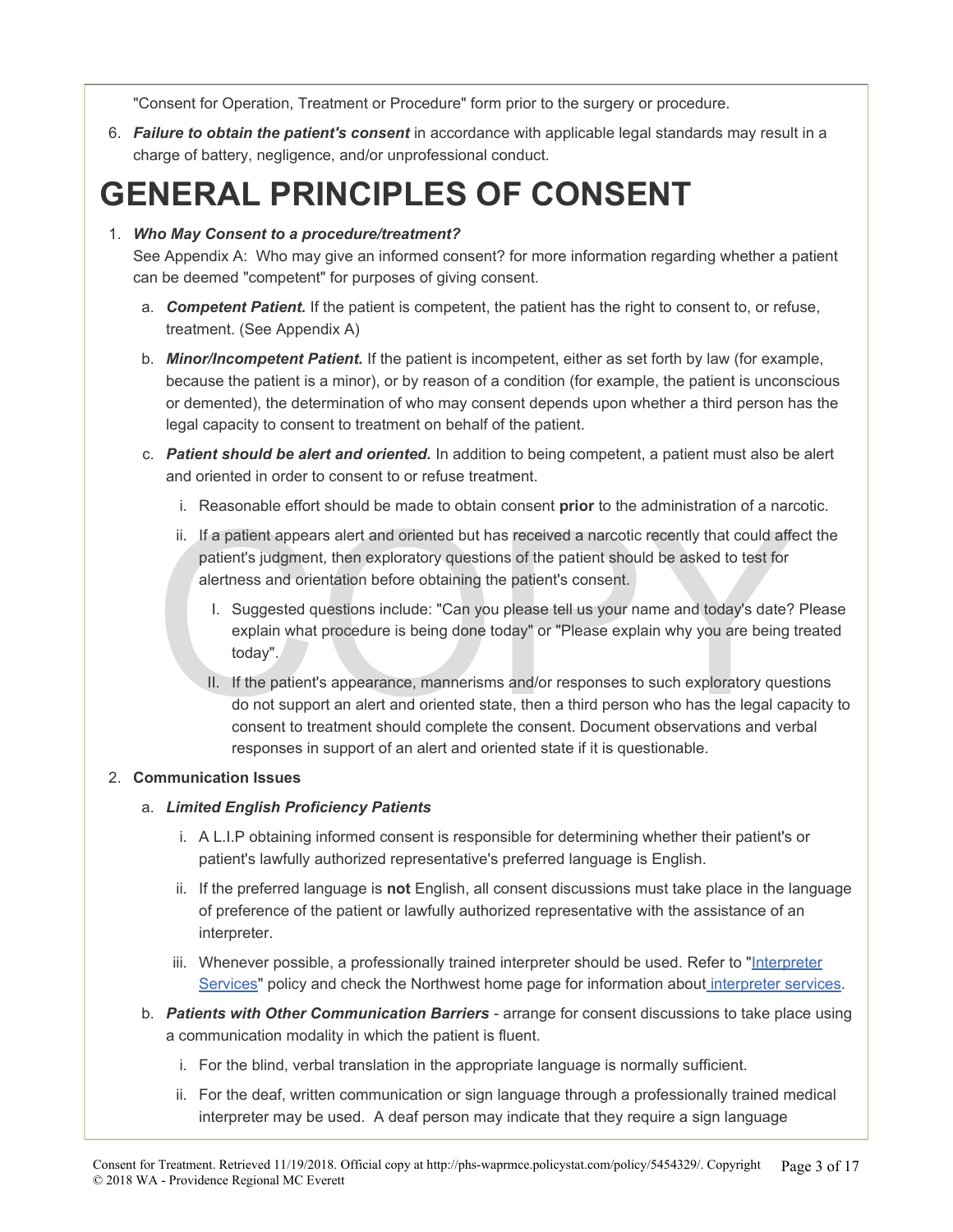"Consent for Operation, Treatment or Procedure" form prior to the surgery or procedure.

6. ***Failure to obtain the patient's consent*** in accordance with applicable legal standards may result in a charge of battery, negligence, and/or unprofessional conduct.

# GENERAL PRINCIPLES OF CONSENT

1. ***Who May Consent to a procedure/treatment?***
   See Appendix A: Who may give an informed consent? for more information regarding whether a patient can be deemed "competent" for purposes of giving consent.
   a. ***Competent Patient.*** If the patient is competent, the patient has the right to consent to, or refuse, treatment. (See Appendix A)
   b. ***Minor/Incompetent Patient.*** If the patient is incompetent, either as set forth by law (for example, because the patient is a minor), or by reason of a condition (for example, the patient is unconscious or demented), the determination of who may consent depends upon whether a third person has the legal capacity to consent to treatment on behalf of the patient.
   c. ***Patient should be alert and oriented.*** In addition to being competent, a patient must also be alert and oriented in order to consent to or refuse treatment.
      i. Reasonable effort should be made to obtain consent **prior** to the administration of a narcotic.
      ii. If a patient appears alert and oriented but has received a narcotic recently that could affect the patient's judgment, then exploratory questions of the patient should be asked to test for alertness and orientation before obtaining the patient's consent.
         I. Suggested questions include: "Can you please tell us your name and today's date? Please explain what procedure is being done today" or "Please explain why you are being treated today".
         II. If the patient's appearance, mannerisms and/or responses to such exploratory questions do not support an alert and oriented state, then a third person who has the legal capacity to consent to treatment should complete the consent. Document observations and verbal responses in support of an alert and oriented state if it is questionable.

2. **Communication Issues**
   a. ***Limited English Proficiency Patients***
      i. A L.I.P obtaining informed consent is responsible for determining whether their patient's or patient's lawfully authorized representative's preferred language is English.
      ii. If the preferred language is **not** English, all consent discussions must take place in the language of preference of the patient or lawfully authorized representative with the assistance of an interpreter.
      iii. Whenever possible, a professionally trained interpreter should be used. Refer to "Interpreter Services" policy and check the Northwest home page for information about interpreter services.
   b. ***Patients with Other Communication Barriers*** - arrange for consent discussions to take place using a communication modality in which the patient is fluent.
      i. For the blind, verbal translation in the appropriate language is normally sufficient.
      ii. For the deaf, written communication or sign language through a professionally trained medical interpreter may be used. A deaf person may indicate that they require a sign language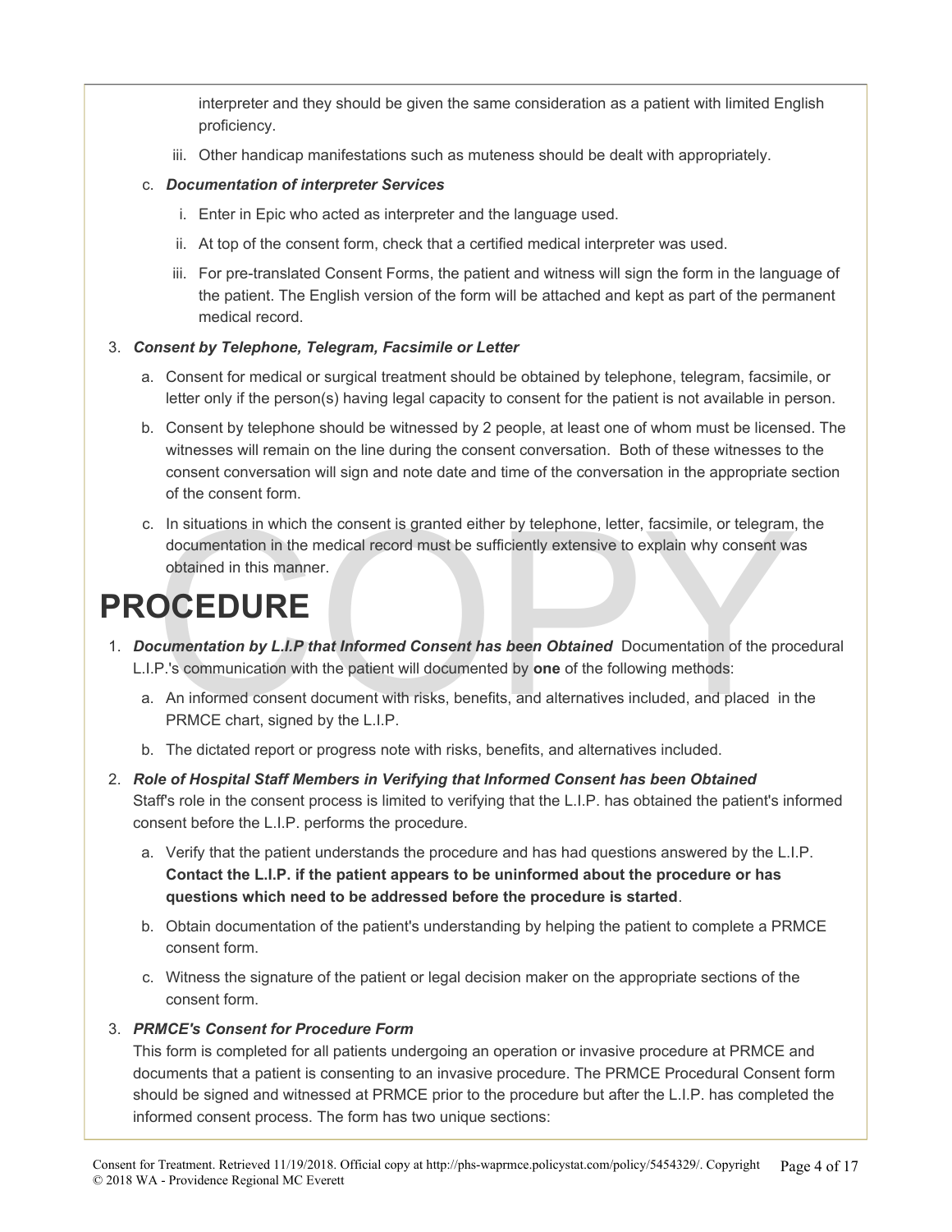interpreter and they should be given the same consideration as a patient with limited English proficiency.

iii. Other handicap manifestations such as muteness should be dealt with appropriately.

c. ***Documentation of interpreter Services***

i. Enter in Epic who acted as interpreter and the language used.

ii. At top of the consent form, check that a certified medical interpreter was used.

iii. For pre-translated Consent Forms, the patient and witness will sign the form in the language of the patient. The English version of the form will be attached and kept as part of the permanent medical record.

3. ***Consent by Telephone, Telegram, Facsimile or Letter***

   a. Consent for medical or surgical treatment should be obtained by telephone, telegram, facsimile, or letter only if the person(s) having legal capacity to consent for the patient is not available in person.

   b. Consent by telephone should be witnessed by 2 people, at least one of whom must be licensed. The witnesses will remain on the line during the consent conversation. Both of these witnesses to the consent conversation will sign and note date and time of the conversation in the appropriate section of the consent form.

   c. In situations in which the consent is granted either by telephone, letter, facsimile, or telegram, the documentation in the medical record must be sufficiently extensive to explain why consent was obtained in this manner.

# PROCEDURE

1. ***Documentation by L.I.P that Informed Consent has been Obtained*** Documentation of the procedural L.I.P.'s communication with the patient will documented by **one** of the following methods:

   a. An informed consent document with risks, benefits, and alternatives included, and placed in the PRMCE chart, signed by the L.I.P.

   b. The dictated report or progress note with risks, benefits, and alternatives included.

2. ***Role of Hospital Staff Members in Verifying that Informed Consent has been Obtained***
   Staff's role in the consent process is limited to verifying that the L.I.P. has obtained the patient's informed consent before the L.I.P. performs the procedure.

   a. Verify that the patient understands the procedure and has had questions answered by the L.I.P. **Contact the L.I.P. if the patient appears to be uninformed about the procedure or has questions which need to be addressed before the procedure is started**.

   b. Obtain documentation of the patient's understanding by helping the patient to complete a PRMCE consent form.

   c. Witness the signature of the patient or legal decision maker on the appropriate sections of the consent form.

3. ***PRMCE's Consent for Procedure Form***
   This form is completed for all patients undergoing an operation or invasive procedure at PRMCE and documents that a patient is consenting to an invasive procedure. The PRMCE Procedural Consent form should be signed and witnessed at PRMCE prior to the procedure but after the L.I.P. has completed the informed consent process. The form has two unique sections: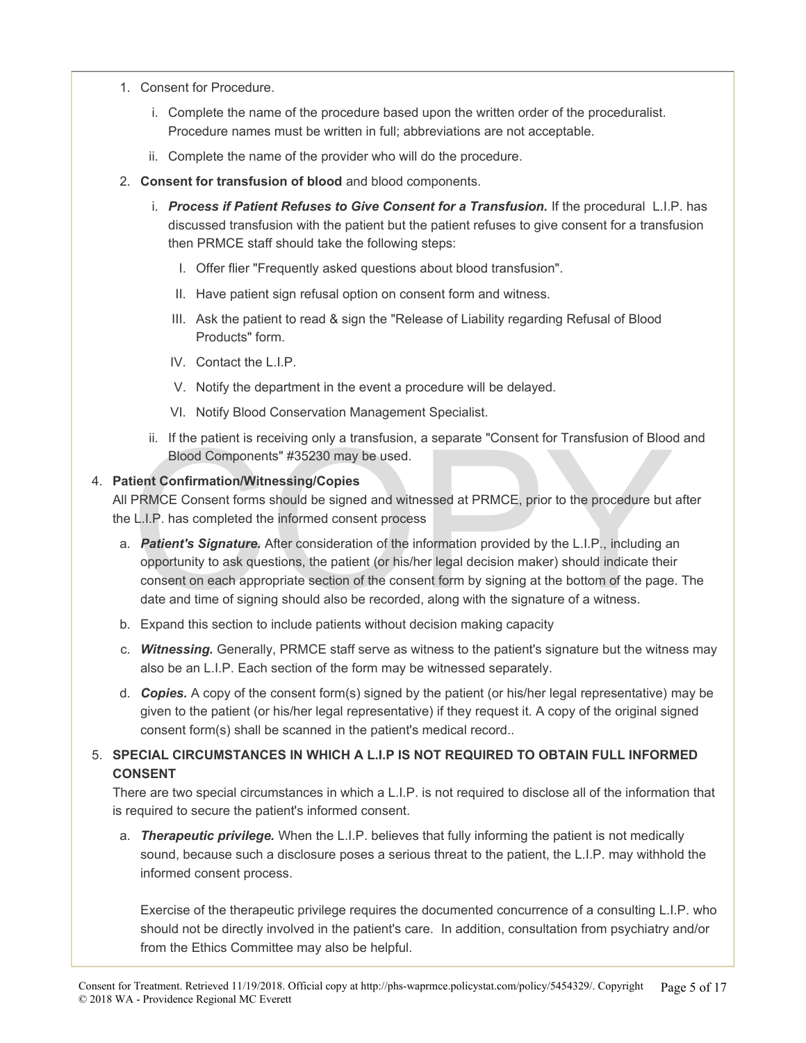1. Consent for Procedure.

   i. Complete the name of the procedure based upon the written order of the proceduralist. Procedure names must be written in full; abbreviations are not acceptable.

   ii. Complete the name of the provider who will do the procedure.

2. **Consent for transfusion of blood** and blood components.

   i. ***Process if Patient Refuses to Give Consent for a Transfusion.*** If the procedural L.I.P. has discussed transfusion with the patient but the patient refuses to give consent for a transfusion then PRMCE staff should take the following steps:

      I. Offer flier "Frequently asked questions about blood transfusion".

      II. Have patient sign refusal option on consent form and witness.

      III. Ask the patient to read & sign the "Release of Liability regarding Refusal of Blood Products" form.

      IV. Contact the L.I.P.

      V. Notify the department in the event a procedure will be delayed.

      VI. Notify Blood Conservation Management Specialist.

   ii. If the patient is receiving only a transfusion, a separate "Consent for Transfusion of Blood and Blood Components" #35230 may be used.

4. **Patient Confirmation/Witnessing/Copies**

   All PRMCE Consent forms should be signed and witnessed at PRMCE, prior to the procedure but after the L.I.P. has completed the informed consent process

   a. ***Patient's Signature.*** After consideration of the information provided by the L.I.P., including an opportunity to ask questions, the patient (or his/her legal decision maker) should indicate their consent on each appropriate section of the consent form by signing at the bottom of the page. The date and time of signing should also be recorded, along with the signature of a witness.

   b. Expand this section to include patients without decision making capacity

   c. ***Witnessing.*** Generally, PRMCE staff serve as witness to the patient's signature but the witness may also be an L.I.P. Each section of the form may be witnessed separately.

   d. ***Copies.*** A copy of the consent form(s) signed by the patient (or his/her legal representative) may be given to the patient (or his/her legal representative) if they request it. A copy of the original signed consent form(s) shall be scanned in the patient's medical record..

5. **SPECIAL CIRCUMSTANCES IN WHICH A L.I.P IS NOT REQUIRED TO OBTAIN FULL INFORMED CONSENT**

   There are two special circumstances in which a L.I.P. is not required to disclose all of the information that is required to secure the patient's informed consent.

   a. ***Therapeutic privilege.*** When the L.I.P. believes that fully informing the patient is not medically sound, because such a disclosure poses a serious threat to the patient, the L.I.P. may withhold the informed consent process.

      Exercise of the therapeutic privilege requires the documented concurrence of a consulting L.I.P. who should not be directly involved in the patient's care. In addition, consultation from psychiatry and/or from the Ethics Committee may also be helpful.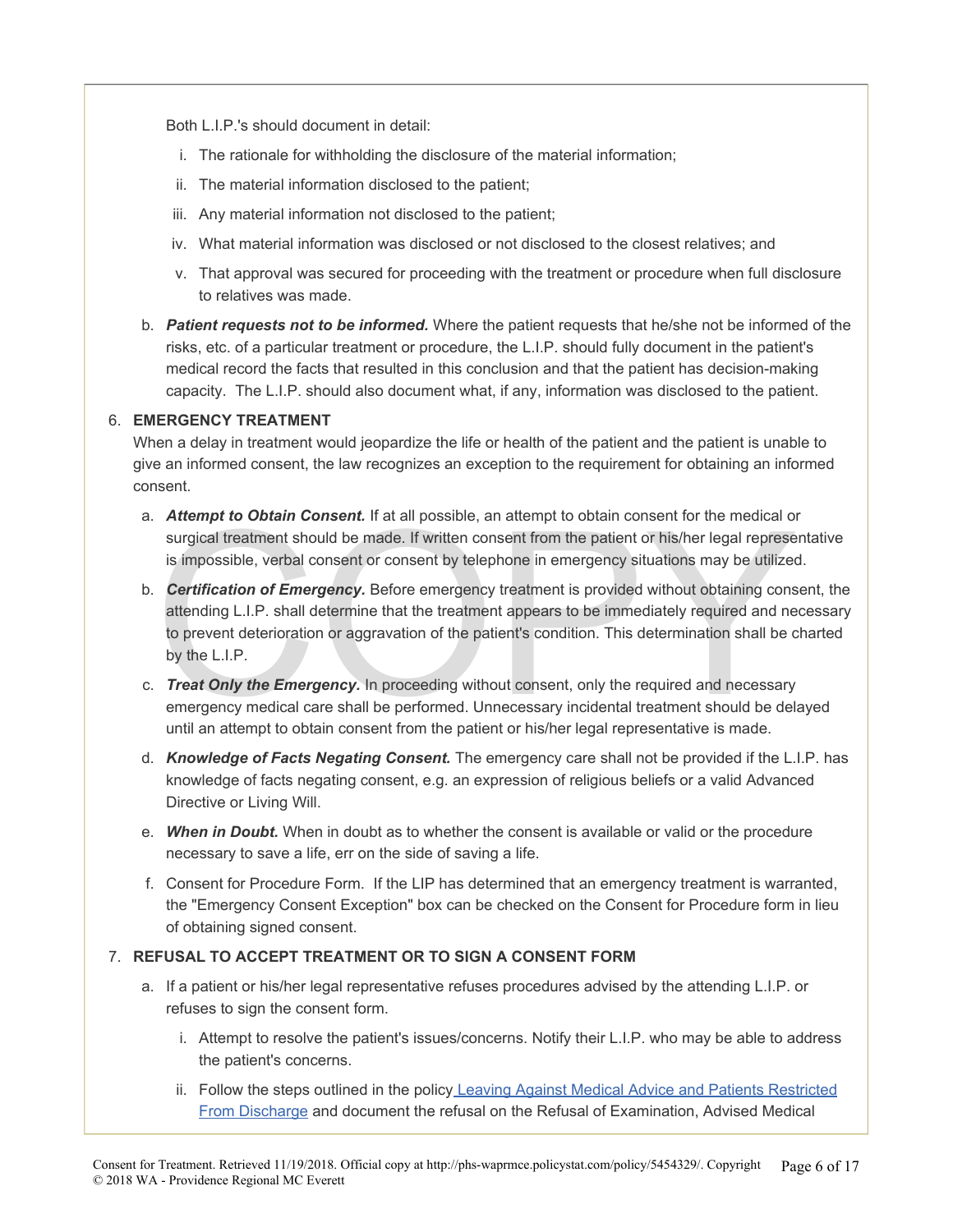Both L.I.P.'s should document in detail:

i. The rationale for withholding the disclosure of the material information;
ii. The material information disclosed to the patient;
iii. Any material information not disclosed to the patient;
iv. What material information was disclosed or not disclosed to the closest relatives; and
v. That approval was secured for proceeding with the treatment or procedure when full disclosure to relatives was made.

b. ***Patient requests not to be informed.*** Where the patient requests that he/she not be informed of the risks, etc. of a particular treatment or procedure, the L.I.P. should fully document in the patient's medical record the facts that resulted in this conclusion and that the patient has decision-making capacity. The L.I.P. should also document what, if any, information was disclosed to the patient.

6. **EMERGENCY TREATMENT**

When a delay in treatment would jeopardize the life or health of the patient and the patient is unable to give an informed consent, the law recognizes an exception to the requirement for obtaining an informed consent.

a. ***Attempt to Obtain Consent.*** If at all possible, an attempt to obtain consent for the medical or surgical treatment should be made. If written consent from the patient or his/her legal representative is impossible, verbal consent or consent by telephone in emergency situations may be utilized.

b. ***Certification of Emergency.*** Before emergency treatment is provided without obtaining consent, the attending L.I.P. shall determine that the treatment appears to be immediately required and necessary to prevent deterioration or aggravation of the patient's condition. This determination shall be charted by the L.I.P.

c. ***Treat Only the Emergency.*** In proceeding without consent, only the required and necessary emergency medical care shall be performed. Unnecessary incidental treatment should be delayed until an attempt to obtain consent from the patient or his/her legal representative is made.

d. ***Knowledge of Facts Negating Consent.*** The emergency care shall not be provided if the L.I.P. has knowledge of facts negating consent, e.g. an expression of religious beliefs or a valid Advanced Directive or Living Will.

e. ***When in Doubt.*** When in doubt as to whether the consent is available or valid or the procedure necessary to save a life, err on the side of saving a life.

f. Consent for Procedure Form. If the LIP has determined that an emergency treatment is warranted, the "Emergency Consent Exception" box can be checked on the Consent for Procedure form in lieu of obtaining signed consent.

7. **REFUSAL TO ACCEPT TREATMENT OR TO SIGN A CONSENT FORM**

a. If a patient or his/her legal representative refuses procedures advised by the attending L.I.P. or refuses to sign the consent form.

i. Attempt to resolve the patient's issues/concerns. Notify their L.I.P. who may be able to address the patient's concerns.
ii. Follow the steps outlined in the policy Leaving Against Medical Advice and Patients Restricted From Discharge and document the refusal on the Refusal of Examination, Advised Medical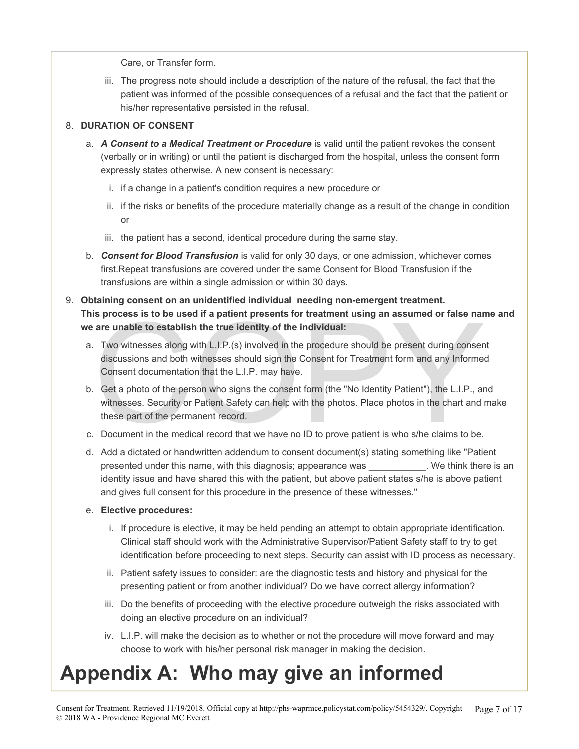Care, or Transfer form.

iii. The progress note should include a description of the nature of the refusal, the fact that the patient was informed of the possible consequences of a refusal and the fact that the patient or his/her representative persisted in the refusal.

8. **DURATION OF CONSENT**

   a. ***A Consent to a Medical Treatment or Procedure*** is valid until the patient revokes the consent (verbally or in writing) or until the patient is discharged from the hospital, unless the consent form expressly states otherwise. A new consent is necessary:

      i. if a change in a patient's condition requires a new procedure or

      ii. if the risks or benefits of the procedure materially change as a result of the change in condition or

      iii. the patient has a second, identical procedure during the same stay.

   b. ***Consent for Blood Transfusion*** is valid for only 30 days, or one admission, whichever comes first.Repeat transfusions are covered under the same Consent for Blood Transfusion if the transfusions are within a single admission or within 30 days.

9. **Obtaining consent on an unidentified individual needing non-emergent treatment. This process is to be used if a patient presents for treatment using an assumed or false name and we are unable to establish the true identity of the individual:**

   a. Two witnesses along with L.I.P.(s) involved in the procedure should be present during consent discussions and both witnesses should sign the Consent for Treatment form and any Informed Consent documentation that the L.I.P. may have.

   b. Get a photo of the person who signs the consent form (the "No Identity Patient"), the L.I.P., and witnesses. Security or Patient Safety can help with the photos. Place photos in the chart and make these part of the permanent record.

   c. Document in the medical record that we have no ID to prove patient is who s/he claims to be.

   d. Add a dictated or handwritten addendum to consent document(s) stating something like "Patient presented under this name, with this diagnosis; appearance was ___________. We think there is an identity issue and have shared this with the patient, but above patient states s/he is above patient and gives full consent for this procedure in the presence of these witnesses."

   e. **Elective procedures:**

      i. If procedure is elective, it may be held pending an attempt to obtain appropriate identification. Clinical staff should work with the Administrative Supervisor/Patient Safety staff to try to get identification before proceeding to next steps. Security can assist with ID process as necessary.

      ii. Patient safety issues to consider: are the diagnostic tests and history and physical for the presenting patient or from another individual? Do we have correct allergy information?

      iii. Do the benefits of proceeding with the elective procedure outweigh the risks associated with doing an elective procedure on an individual?

      iv. L.I.P. will make the decision as to whether or not the procedure will move forward and may choose to work with his/her personal risk manager in making the decision.

# Appendix A: Who may give an informed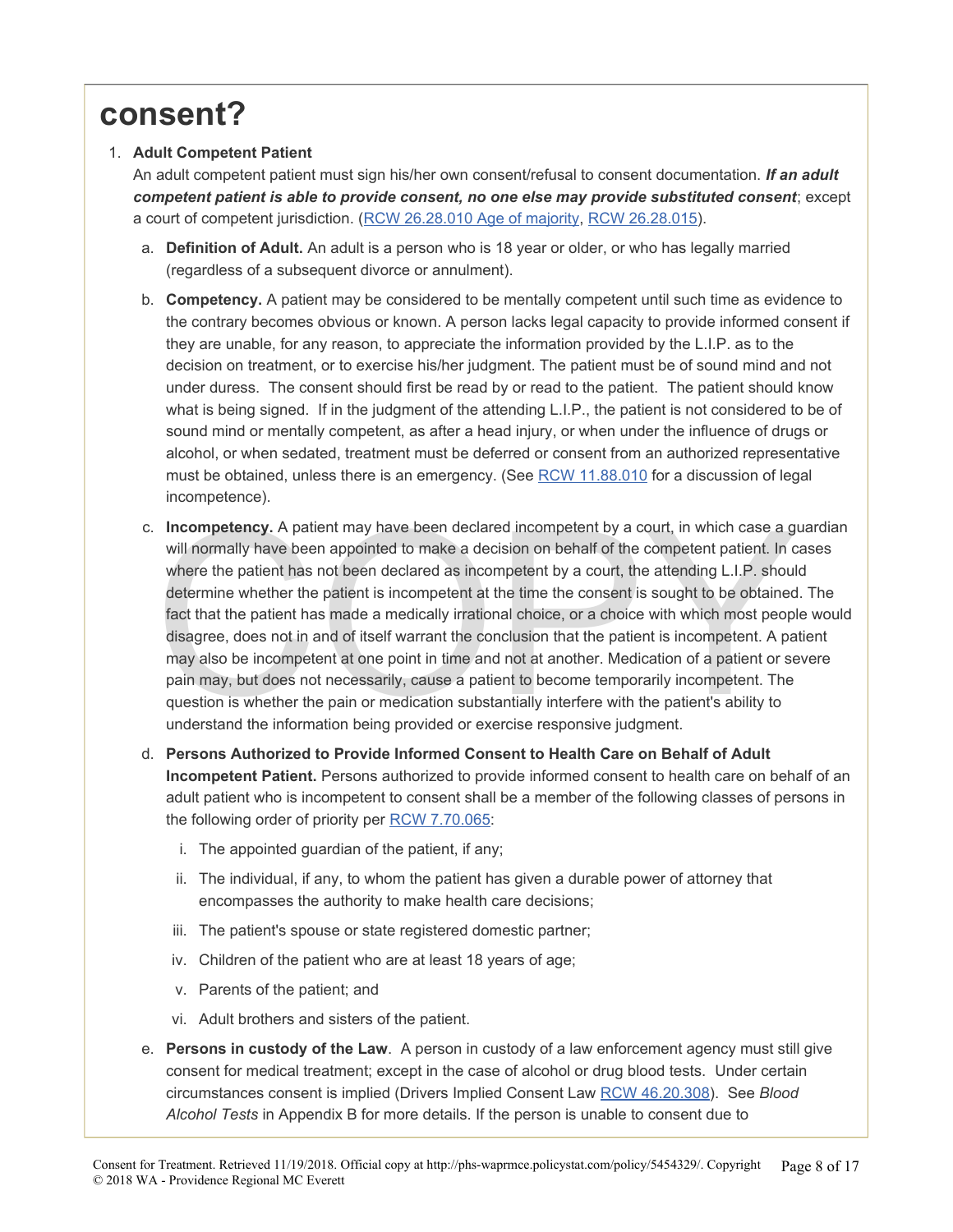# consent?

1. **Adult Competent Patient**
   An adult competent patient must sign his/her own consent/refusal to consent documentation. ***If an adult competent patient is able to provide consent, no one else may provide substituted consent***; except a court of competent jurisdiction. (RCW 26.28.010 Age of majority, RCW 26.28.015).

   a. **Definition of Adult.** An adult is a person who is 18 year or older, or who has legally married (regardless of a subsequent divorce or annulment).

   b. **Competency.** A patient may be considered to be mentally competent until such time as evidence to the contrary becomes obvious or known. A person lacks legal capacity to provide informed consent if they are unable, for any reason, to appreciate the information provided by the L.I.P. as to the decision on treatment, or to exercise his/her judgment. The patient must be of sound mind and not under duress. The consent should first be read by or read to the patient. The patient should know what is being signed. If in the judgment of the attending L.I.P., the patient is not considered to be of sound mind or mentally competent, as after a head injury, or when under the influence of drugs or alcohol, or when sedated, treatment must be deferred or consent from an authorized representative must be obtained, unless there is an emergency. (See RCW 11.88.010 for a discussion of legal incompetence).

   c. **Incompetency.** A patient may have been declared incompetent by a court, in which case a guardian will normally have been appointed to make a decision on behalf of the competent patient. In cases where the patient has not been declared as incompetent by a court, the attending L.I.P. should determine whether the patient is incompetent at the time the consent is sought to be obtained. The fact that the patient has made a medically irrational choice, or a choice with which most people would disagree, does not in and of itself warrant the conclusion that the patient is incompetent. A patient may also be incompetent at one point in time and not at another. Medication of a patient or severe pain may, but does not necessarily, cause a patient to become temporarily incompetent. The question is whether the pain or medication substantially interfere with the patient's ability to understand the information being provided or exercise responsive judgment.

   d. **Persons Authorized to Provide Informed Consent to Health Care on Behalf of Adult Incompetent Patient.** Persons authorized to provide informed consent to health care on behalf of an adult patient who is incompetent to consent shall be a member of the following classes of persons in the following order of priority per RCW 7.70.065:

      i. The appointed guardian of the patient, if any;

      ii. The individual, if any, to whom the patient has given a durable power of attorney that encompasses the authority to make health care decisions;

      iii. The patient's spouse or state registered domestic partner;

      iv. Children of the patient who are at least 18 years of age;

      v. Parents of the patient; and

      vi. Adult brothers and sisters of the patient.

   e. **Persons in custody of the Law**. A person in custody of a law enforcement agency must still give consent for medical treatment; except in the case of alcohol or drug blood tests. Under certain circumstances consent is implied (Drivers Implied Consent Law RCW 46.20.308). See *Blood Alcohol Tests* in Appendix B for more details. If the person is unable to consent due to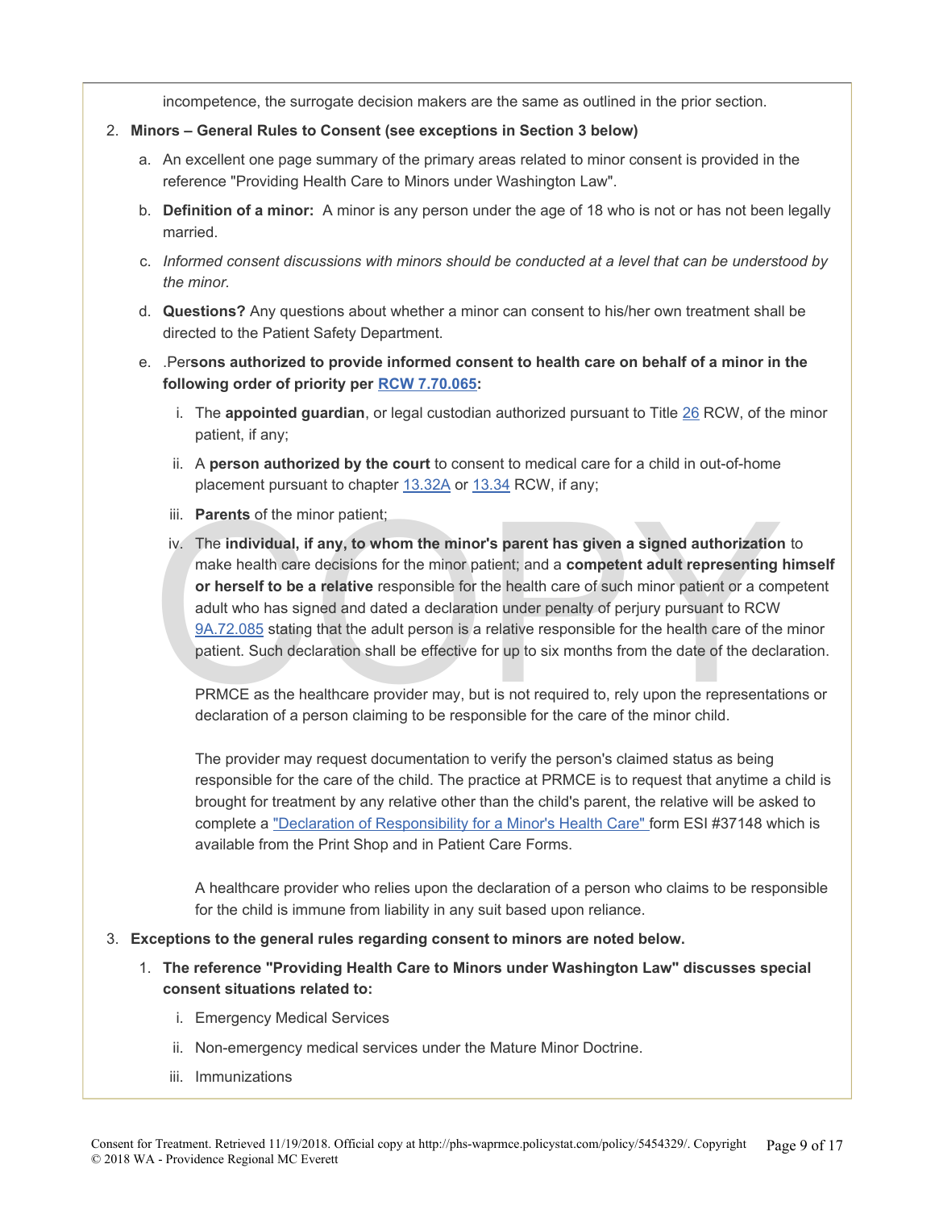incompetence, the surrogate decision makers are the same as outlined in the prior section.

2. **Minors – General Rules to Consent (see exceptions in Section 3 below)**

   a. An excellent one page summary of the primary areas related to minor consent is provided in the reference "Providing Health Care to Minors under Washington Law".

   b. **Definition of a minor:** A minor is any person under the age of 18 who is not or has not been legally married.

   c. *Informed consent discussions with minors should be conducted at a level that can be understood by the minor.*

   d. **Questions?** Any questions about whether a minor can consent to his/her own treatment shall be directed to the Patient Safety Department.

   e. .Per**sons authorized to provide informed consent to health care on behalf of a minor in the following order of priority per RCW 7.70.065:**

      i. The **appointed guardian**, or legal custodian authorized pursuant to Title 26 RCW, of the minor patient, if any;

      ii. A **person authorized by the court** to consent to medical care for a child in out-of-home placement pursuant to chapter 13.32A or 13.34 RCW, if any;

      iii. **Parents** of the minor patient;

      iv. The **individual, if any, to whom the minor's parent has given a signed authorization** to make health care decisions for the minor patient; and a **competent adult representing himself or herself to be a relative** responsible for the health care of such minor patient or a competent adult who has signed and dated a declaration under penalty of perjury pursuant to RCW 9A.72.085 stating that the adult person is a relative responsible for the health care of the minor patient. Such declaration shall be effective for up to six months from the date of the declaration.

         PRMCE as the healthcare provider may, but is not required to, rely upon the representations or declaration of a person claiming to be responsible for the care of the minor child.

         The provider may request documentation to verify the person's claimed status as being responsible for the care of the child. The practice at PRMCE is to request that anytime a child is brought for treatment by any relative other than the child's parent, the relative will be asked to complete a "Declaration of Responsibility for a Minor's Health Care" form ESI #37148 which is available from the Print Shop and in Patient Care Forms.

         A healthcare provider who relies upon the declaration of a person who claims to be responsible for the child is immune from liability in any suit based upon reliance.

3. **Exceptions to the general rules regarding consent to minors are noted below.**

   1. **The reference "Providing Health Care to Minors under Washington Law" discusses special consent situations related to:**

      i. Emergency Medical Services

      ii. Non-emergency medical services under the Mature Minor Doctrine.

      iii. Immunizations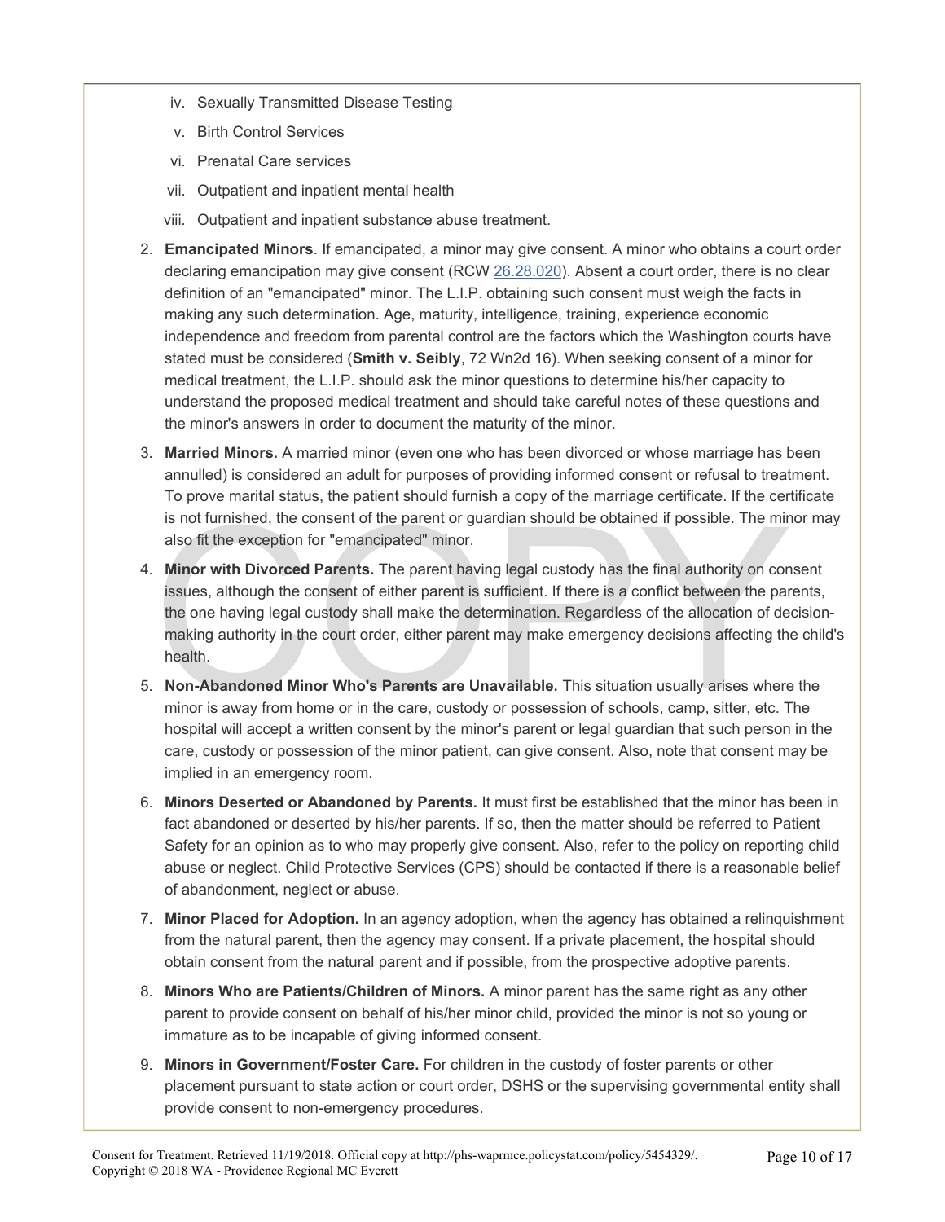iv. Sexually Transmitted Disease Testing
   v. Birth Control Services
   vi. Prenatal Care services
   vii. Outpatient and inpatient mental health
   viii. Outpatient and inpatient substance abuse treatment.

2. **Emancipated Minors**. If emancipated, a minor may give consent. A minor who obtains a court order declaring emancipation may give consent (RCW 26.28.020). Absent a court order, there is no clear definition of an "emancipated" minor. The L.I.P. obtaining such consent must weigh the facts in making any such determination. Age, maturity, intelligence, training, experience economic independence and freedom from parental control are the factors which the Washington courts have stated must be considered (**Smith v. Seibly**, 72 Wn2d 16). When seeking consent of a minor for medical treatment, the L.I.P. should ask the minor questions to determine his/her capacity to understand the proposed medical treatment and should take careful notes of these questions and the minor's answers in order to document the maturity of the minor.

3. **Married Minors.** A married minor (even one who has been divorced or whose marriage has been annulled) is considered an adult for purposes of providing informed consent or refusal to treatment. To prove marital status, the patient should furnish a copy of the marriage certificate. If the certificate is not furnished, the consent of the parent or guardian should be obtained if possible. The minor may also fit the exception for "emancipated" minor.

4. **Minor with Divorced Parents.** The parent having legal custody has the final authority on consent issues, although the consent of either parent is sufficient. If there is a conflict between the parents, the one having legal custody shall make the determination. Regardless of the allocation of decision-making authority in the court order, either parent may make emergency decisions affecting the child's health.

5. **Non-Abandoned Minor Who's Parents are Unavailable.** This situation usually arises where the minor is away from home or in the care, custody or possession of schools, camp, sitter, etc. The hospital will accept a written consent by the minor's parent or legal guardian that such person in the care, custody or possession of the minor patient, can give consent. Also, note that consent may be implied in an emergency room.

6. **Minors Deserted or Abandoned by Parents.** It must first be established that the minor has been in fact abandoned or deserted by his/her parents. If so, then the matter should be referred to Patient Safety for an opinion as to who may properly give consent. Also, refer to the policy on reporting child abuse or neglect. Child Protective Services (CPS) should be contacted if there is a reasonable belief of abandonment, neglect or abuse.

7. **Minor Placed for Adoption.** In an agency adoption, when the agency has obtained a relinquishment from the natural parent, then the agency may consent. If a private placement, the hospital should obtain consent from the natural parent and if possible, from the prospective adoptive parents.

8. **Minors Who are Patients/Children of Minors.** A minor parent has the same right as any other parent to provide consent on behalf of his/her minor child, provided the minor is not so young or immature as to be incapable of giving informed consent.

9. **Minors in Government/Foster Care.** For children in the custody of foster parents or other placement pursuant to state action or court order, DSHS or the supervising governmental entity shall provide consent to non-emergency procedures.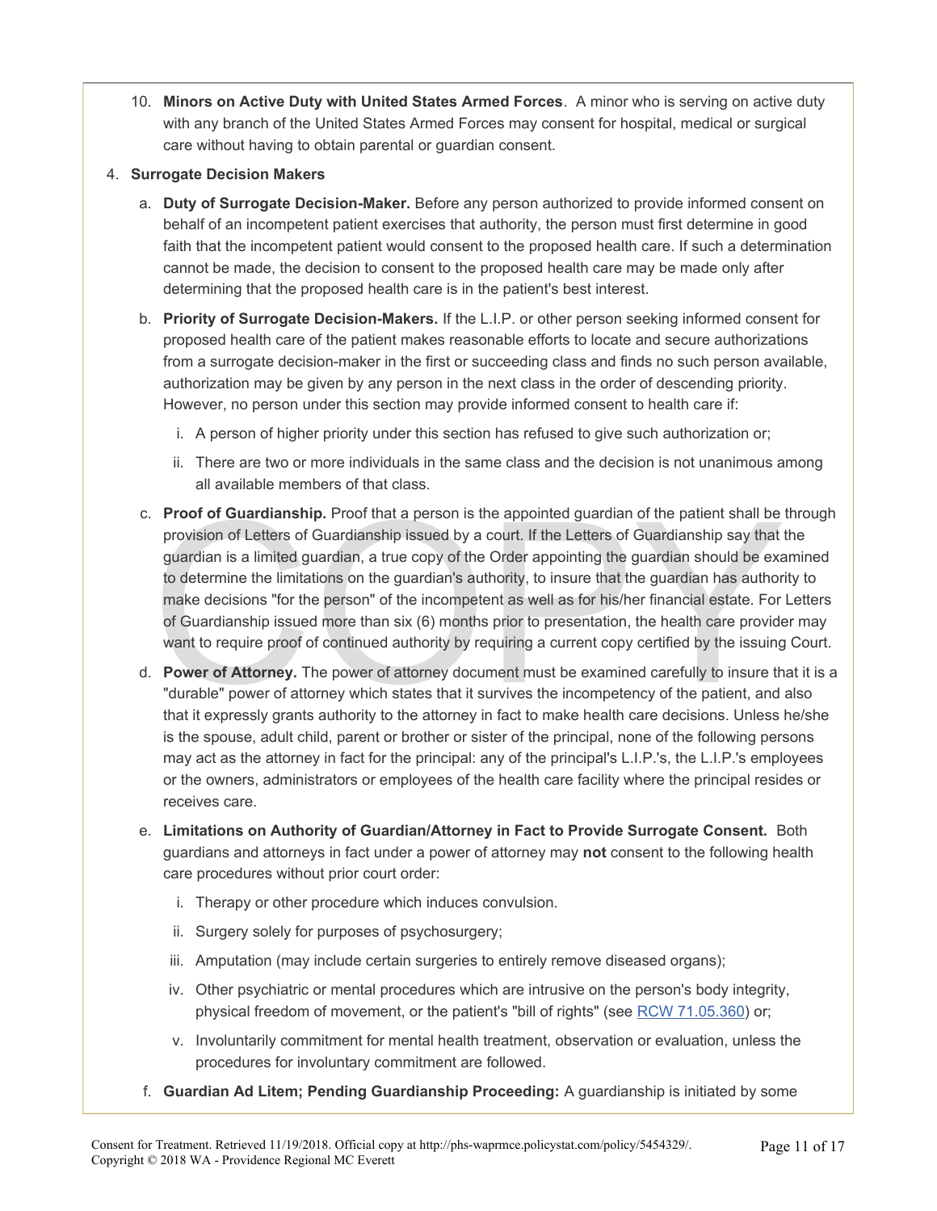10. **Minors on Active Duty with United States Armed Forces**. A minor who is serving on active duty with any branch of the United States Armed Forces may consent for hospital, medical or surgical care without having to obtain parental or guardian consent.

4. **Surrogate Decision Makers**

   a. **Duty of Surrogate Decision-Maker.** Before any person authorized to provide informed consent on behalf of an incompetent patient exercises that authority, the person must first determine in good faith that the incompetent patient would consent to the proposed health care. If such a determination cannot be made, the decision to consent to the proposed health care may be made only after determining that the proposed health care is in the patient's best interest.

   b. **Priority of Surrogate Decision-Makers.** If the L.I.P. or other person seeking informed consent for proposed health care of the patient makes reasonable efforts to locate and secure authorizations from a surrogate decision-maker in the first or succeeding class and finds no such person available, authorization may be given by any person in the next class in the order of descending priority. However, no person under this section may provide informed consent to health care if:

      i. A person of higher priority under this section has refused to give such authorization or;

      ii. There are two or more individuals in the same class and the decision is not unanimous among all available members of that class.

   c. **Proof of Guardianship.** Proof that a person is the appointed guardian of the patient shall be through provision of Letters of Guardianship issued by a court. If the Letters of Guardianship say that the guardian is a limited guardian, a true copy of the Order appointing the guardian should be examined to determine the limitations on the guardian's authority, to insure that the guardian has authority to make decisions "for the person" of the incompetent as well as for his/her financial estate. For Letters of Guardianship issued more than six (6) months prior to presentation, the health care provider may want to require proof of continued authority by requiring a current copy certified by the issuing Court.

   d. **Power of Attorney.** The power of attorney document must be examined carefully to insure that it is a "durable" power of attorney which states that it survives the incompetency of the patient, and also that it expressly grants authority to the attorney in fact to make health care decisions. Unless he/she is the spouse, adult child, parent or brother or sister of the principal, none of the following persons may act as the attorney in fact for the principal: any of the principal's L.I.P.'s, the L.I.P.'s employees or the owners, administrators or employees of the health care facility where the principal resides or receives care.

   e. **Limitations on Authority of Guardian/Attorney in Fact to Provide Surrogate Consent.** Both guardians and attorneys in fact under a power of attorney may **not** consent to the following health care procedures without prior court order:

      i. Therapy or other procedure which induces convulsion.

      ii. Surgery solely for purposes of psychosurgery;

      iii. Amputation (may include certain surgeries to entirely remove diseased organs);

      iv. Other psychiatric or mental procedures which are intrusive on the person's body integrity, physical freedom of movement, or the patient's "bill of rights" (see RCW 71.05.360) or;

      v. Involuntarily commitment for mental health treatment, observation or evaluation, unless the procedures for involuntary commitment are followed.

   f. **Guardian Ad Litem; Pending Guardianship Proceeding:** A guardianship is initiated by some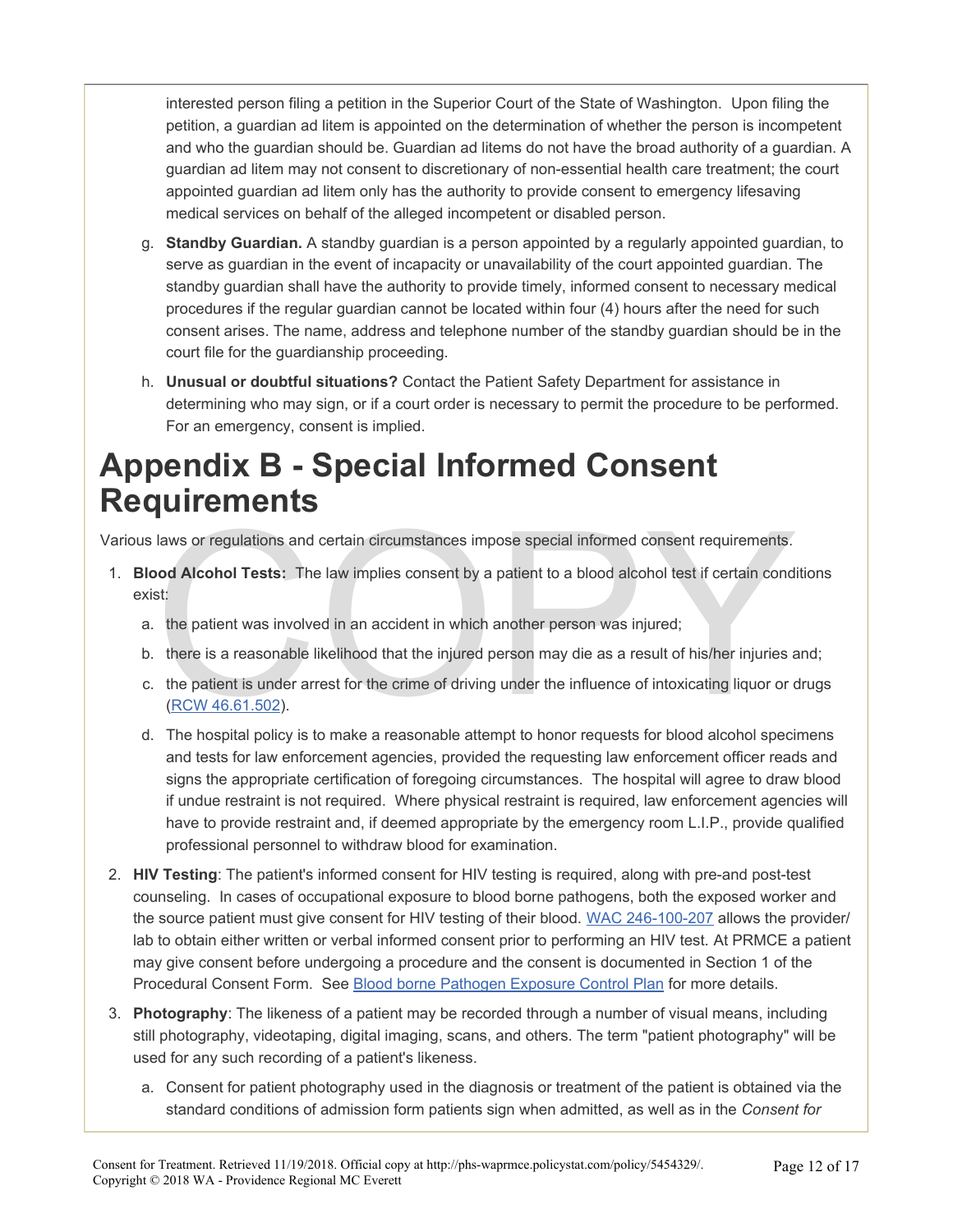interested person filing a petition in the Superior Court of the State of Washington. Upon filing the petition, a guardian ad litem is appointed on the determination of whether the person is incompetent and who the guardian should be. Guardian ad litems do not have the broad authority of a guardian. A guardian ad litem may not consent to discretionary of non-essential health care treatment; the court appointed guardian ad litem only has the authority to provide consent to emergency lifesaving medical services on behalf of the alleged incompetent or disabled person.

g. **Standby Guardian.** A standby guardian is a person appointed by a regularly appointed guardian, to serve as guardian in the event of incapacity or unavailability of the court appointed guardian. The standby guardian shall have the authority to provide timely, informed consent to necessary medical procedures if the regular guardian cannot be located within four (4) hours after the need for such consent arises. The name, address and telephone number of the standby guardian should be in the court file for the guardianship proceeding.

h. **Unusual or doubtful situations?** Contact the Patient Safety Department for assistance in determining who may sign, or if a court order is necessary to permit the procedure to be performed. For an emergency, consent is implied.

# Appendix B - Special Informed Consent Requirements

Various laws or regulations and certain circumstances impose special informed consent requirements.

1. **Blood Alcohol Tests:** The law implies consent by a patient to a blood alcohol test if certain conditions exist:
   a. the patient was involved in an accident in which another person was injured;
   b. there is a reasonable likelihood that the injured person may die as a result of his/her injuries and;
   c. the patient is under arrest for the crime of driving under the influence of intoxicating liquor or drugs (RCW 46.61.502).
   d. The hospital policy is to make a reasonable attempt to honor requests for blood alcohol specimens and tests for law enforcement agencies, provided the requesting law enforcement officer reads and signs the appropriate certification of foregoing circumstances. The hospital will agree to draw blood if undue restraint is not required. Where physical restraint is required, law enforcement agencies will have to provide restraint and, if deemed appropriate by the emergency room L.I.P., provide qualified professional personnel to withdraw blood for examination.
2. **HIV Testing**: The patient's informed consent for HIV testing is required, along with pre-and post-test counseling. In cases of occupational exposure to blood borne pathogens, both the exposed worker and the source patient must give consent for HIV testing of their blood. WAC 246-100-207 allows the provider/lab to obtain either written or verbal informed consent prior to performing an HIV test. At PRMCE a patient may give consent before undergoing a procedure and the consent is documented in Section 1 of the Procedural Consent Form. See Blood borne Pathogen Exposure Control Plan for more details.
3. **Photography**: The likeness of a patient may be recorded through a number of visual means, including still photography, videotaping, digital imaging, scans, and others. The term "patient photography" will be used for any such recording of a patient's likeness.
   a. Consent for patient photography used in the diagnosis or treatment of the patient is obtained via the standard conditions of admission form patients sign when admitted, as well as in the *Consent for*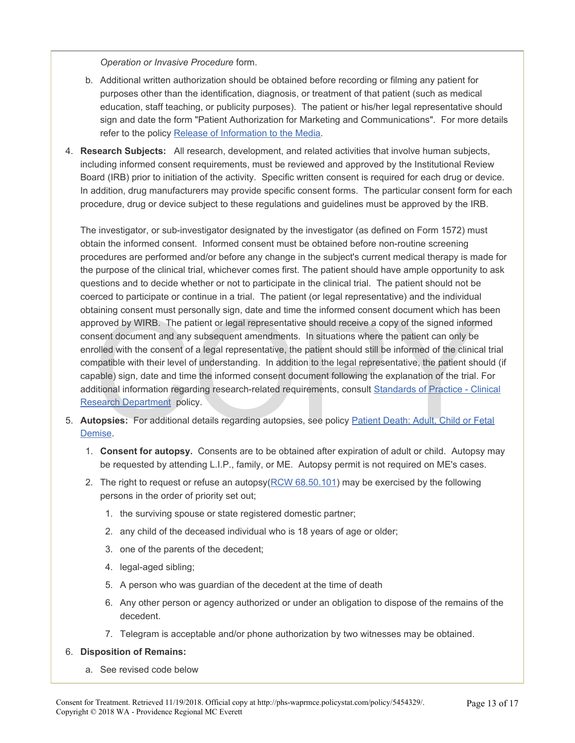*Operation or Invasive Procedure* form.

b. Additional written authorization should be obtained before recording or filming any patient for purposes other than the identification, diagnosis, or treatment of that patient (such as medical education, staff teaching, or publicity purposes). The patient or his/her legal representative should sign and date the form "Patient Authorization for Marketing and Communications". For more details refer to the policy Release of Information to the Media.

4. **Research Subjects:** All research, development, and related activities that involve human subjects, including informed consent requirements, must be reviewed and approved by the Institutional Review Board (IRB) prior to initiation of the activity. Specific written consent is required for each drug or device. In addition, drug manufacturers may provide specific consent forms. The particular consent form for each procedure, drug or device subject to these regulations and guidelines must be approved by the IRB.

   The investigator, or sub-investigator designated by the investigator (as defined on Form 1572) must obtain the informed consent. Informed consent must be obtained before non-routine screening procedures are performed and/or before any change in the subject's current medical therapy is made for the purpose of the clinical trial, whichever comes first. The patient should have ample opportunity to ask questions and to decide whether or not to participate in the clinical trial. The patient should not be coerced to participate or continue in a trial. The patient (or legal representative) and the individual obtaining consent must personally sign, date and time the informed consent document which has been approved by WIRB. The patient or legal representative should receive a copy of the signed informed consent document and any subsequent amendments. In situations where the patient can only be enrolled with the consent of a legal representative, the patient should still be informed of the clinical trial compatible with their level of understanding. In addition to the legal representative, the patient should (if capable) sign, date and time the informed consent document following the explanation of the trial. For additional information regarding research-related requirements, consult Standards of Practice - Clinical Research Department policy.

5. **Autopsies:** For additional details regarding autopsies, see policy Patient Death: Adult, Child or Fetal Demise.

   1. **Consent for autopsy.** Consents are to be obtained after expiration of adult or child. Autopsy may be requested by attending L.I.P., family, or ME. Autopsy permit is not required on ME's cases.
   2. The right to request or refuse an autopsy(RCW 68.50.101) may be exercised by the following persons in the order of priority set out;
      1. the surviving spouse or state registered domestic partner;
      2. any child of the deceased individual who is 18 years of age or older;
      3. one of the parents of the decedent;
      4. legal-aged sibling;
      5. A person who was guardian of the decedent at the time of death
      6. Any other person or agency authorized or under an obligation to dispose of the remains of the decedent.
      7. Telegram is acceptable and/or phone authorization by two witnesses may be obtained.

6. **Disposition of Remains:**

   a. See revised code below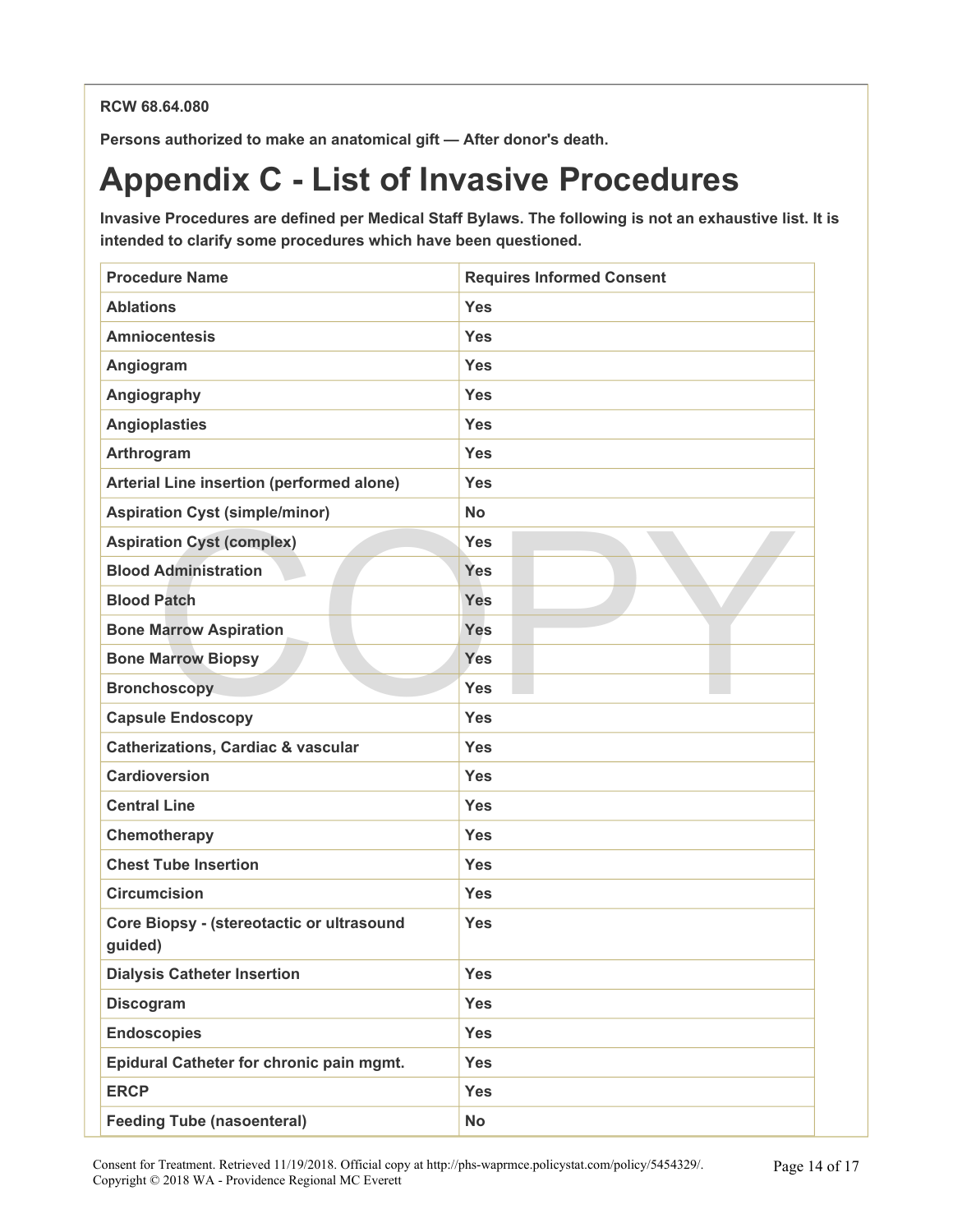**RCW 68.64.080**

**Persons authorized to make an anatomical gift — After donor's death.**

# Appendix C - List of Invasive Procedures

**Invasive Procedures are defined per Medical Staff Bylaws. The following is not an exhaustive list. It is intended to clarify some procedures which have been questioned.**

| Procedure Name | Requires Informed Consent |
|---|---|
| Ablations | Yes |
| Amniocentesis | Yes |
| Angiogram | Yes |
| Angiography | Yes |
| Angioplasties | Yes |
| Arthrogram | Yes |
| Arterial Line insertion (performed alone) | Yes |
| Aspiration Cyst (simple/minor) | No |
| Aspiration Cyst (complex) | Yes |
| Blood Administration | Yes |
| Blood Patch | Yes |
| Bone Marrow Aspiration | Yes |
| Bone Marrow Biopsy | Yes |
| Bronchoscopy | Yes |
| Capsule Endoscopy | Yes |
| Catherizations, Cardiac & vascular | Yes |
| Cardioversion | Yes |
| Central Line | Yes |
| Chemotherapy | Yes |
| Chest Tube Insertion | Yes |
| Circumcision | Yes |
| Core Biopsy - (stereotactic or ultrasound guided) | Yes |
| Dialysis Catheter Insertion | Yes |
| Discogram | Yes |
| Endoscopies | Yes |
| Epidural Catheter for chronic pain mgmt. | Yes |
| ERCP | Yes |
| Feeding Tube (nasoenteral) | No |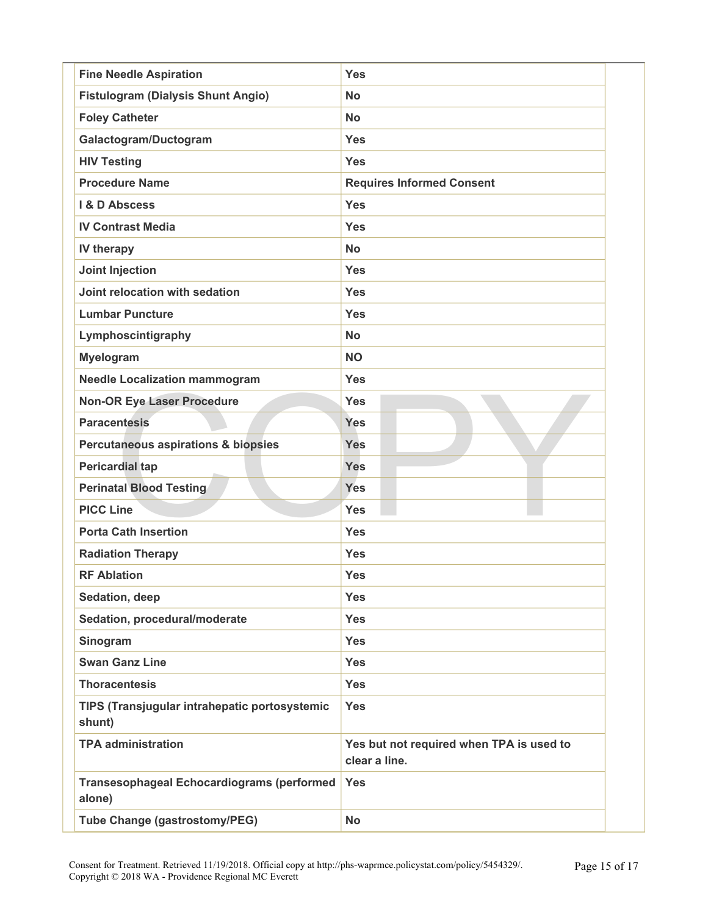| | |
|---|---|
| **Fine Needle Aspiration** | **Yes** |
| **Fistulogram (Dialysis Shunt Angio)** | **No** |
| **Foley Catheter** | **No** |
| **Galactogram/Ductogram** | **Yes** |
| **HIV Testing** | **Yes** |
| **Procedure Name** | **Requires Informed Consent** |
| **I & D Abscess** | **Yes** |
| **IV Contrast Media** | **Yes** |
| **IV therapy** | **No** |
| **Joint Injection** | **Yes** |
| **Joint relocation with sedation** | **Yes** |
| **Lumbar Puncture** | **Yes** |
| **Lymphoscintigraphy** | **No** |
| **Myelogram** | **NO** |
| **Needle Localization mammogram** | **Yes** |
| **Non-OR Eye Laser Procedure** | **Yes** |
| **Paracentesis** | **Yes** |
| **Percutaneous aspirations & biopsies** | **Yes** |
| **Pericardial tap** | **Yes** |
| **Perinatal Blood Testing** | **Yes** |
| **PICC Line** | **Yes** |
| **Porta Cath Insertion** | **Yes** |
| **Radiation Therapy** | **Yes** |
| **RF Ablation** | **Yes** |
| **Sedation, deep** | **Yes** |
| **Sedation, procedural/moderate** | **Yes** |
| **Sinogram** | **Yes** |
| **Swan Ganz Line** | **Yes** |
| **Thoracentesis** | **Yes** |
| **TIPS (Transjugular intrahepatic portosystemic shunt)** | **Yes** |
| **TPA administration** | **Yes but not required when TPA is used to clear a line.** |
| **Transesophageal Echocardiograms (performed alone)** | **Yes** |
| **Tube Change (gastrostomy/PEG)** | **No** |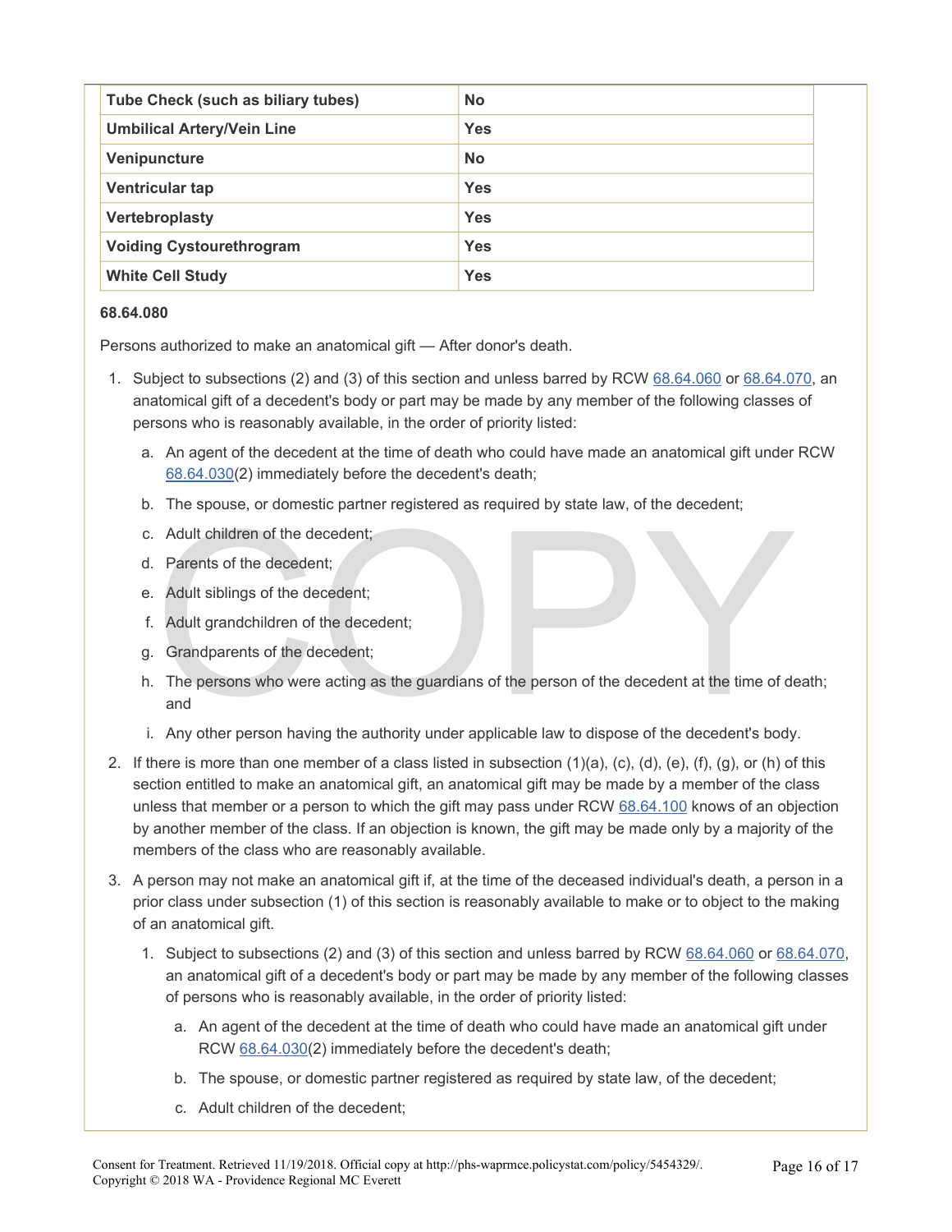| Tube Check (such as biliary tubes) | No |
|---|---|
| Umbilical Artery/Vein Line | Yes |
| Venipuncture | No |
| Ventricular tap | Yes |
| Vertebroplasty | Yes |
| Voiding Cystourethrogram | Yes |
| White Cell Study | Yes |

**68.64.080**

Persons authorized to make an anatomical gift — After donor's death.

1. Subject to subsections (2) and (3) of this section and unless barred by RCW 68.64.060 or 68.64.070, an anatomical gift of a decedent's body or part may be made by any member of the following classes of persons who is reasonably available, in the order of priority listed:
   a. An agent of the decedent at the time of death who could have made an anatomical gift under RCW 68.64.030(2) immediately before the decedent's death;
   b. The spouse, or domestic partner registered as required by state law, of the decedent;
   c. Adult children of the decedent;
   d. Parents of the decedent;
   e. Adult siblings of the decedent;
   f. Adult grandchildren of the decedent;
   g. Grandparents of the decedent;
   h. The persons who were acting as the guardians of the person of the decedent at the time of death; and
   i. Any other person having the authority under applicable law to dispose of the decedent's body.
2. If there is more than one member of a class listed in subsection (1)(a), (c), (d), (e), (f), (g), or (h) of this section entitled to make an anatomical gift, an anatomical gift may be made by a member of the class unless that member or a person to which the gift may pass under RCW 68.64.100 knows of an objection by another member of the class. If an objection is known, the gift may be made only by a majority of the members of the class who are reasonably available.
3. A person may not make an anatomical gift if, at the time of the deceased individual's death, a person in a prior class under subsection (1) of this section is reasonably available to make or to object to the making of an anatomical gift.
   1. Subject to subsections (2) and (3) of this section and unless barred by RCW 68.64.060 or 68.64.070, an anatomical gift of a decedent's body or part may be made by any member of the following classes of persons who is reasonably available, in the order of priority listed:
      a. An agent of the decedent at the time of death who could have made an anatomical gift under RCW 68.64.030(2) immediately before the decedent's death;
      b. The spouse, or domestic partner registered as required by state law, of the decedent;
      c. Adult children of the decedent;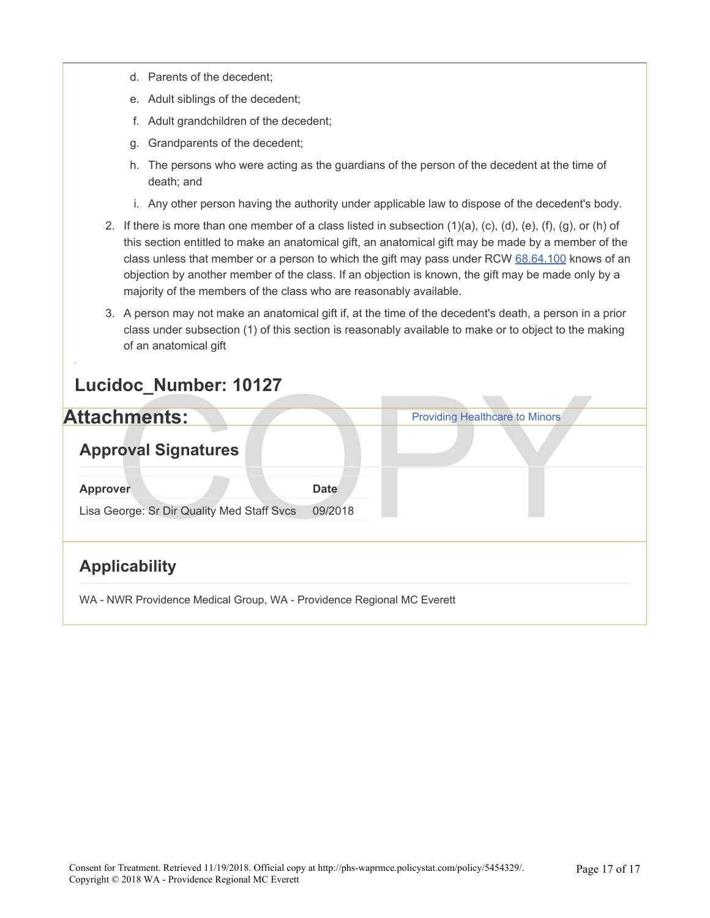d. Parents of the decedent;
   e. Adult siblings of the decedent;
   f. Adult grandchildren of the decedent;
   g. Grandparents of the decedent;
   h. The persons who were acting as the guardians of the person of the decedent at the time of death; and
   i. Any other person having the authority under applicable law to dispose of the decedent's body.
2. If there is more than one member of a class listed in subsection (1)(a), (c), (d), (e), (f), (g), or (h) of this section entitled to make an anatomical gift, an anatomical gift may be made by a member of the class unless that member or a person to which the gift may pass under RCW 68.64.100 knows of an objection by another member of the class. If an objection is known, the gift may be made only by a majority of the members of the class who are reasonably available.
3. A person may not make an anatomical gift if, at the time of the decedent's death, a person in a prior class under subsection (1) of this section is reasonably available to make or to object to the making of an anatomical gift

## Lucidoc_Number: 10127

# Attachments:

Providing Healthcare to Minors

## Approval Signatures

| Approver | Date |
|---|---|
| Lisa George: Sr Dir Quality Med Staff Svcs | 09/2018 |

## Applicability

WA - NWR Providence Medical Group, WA - Providence Regional MC Everett